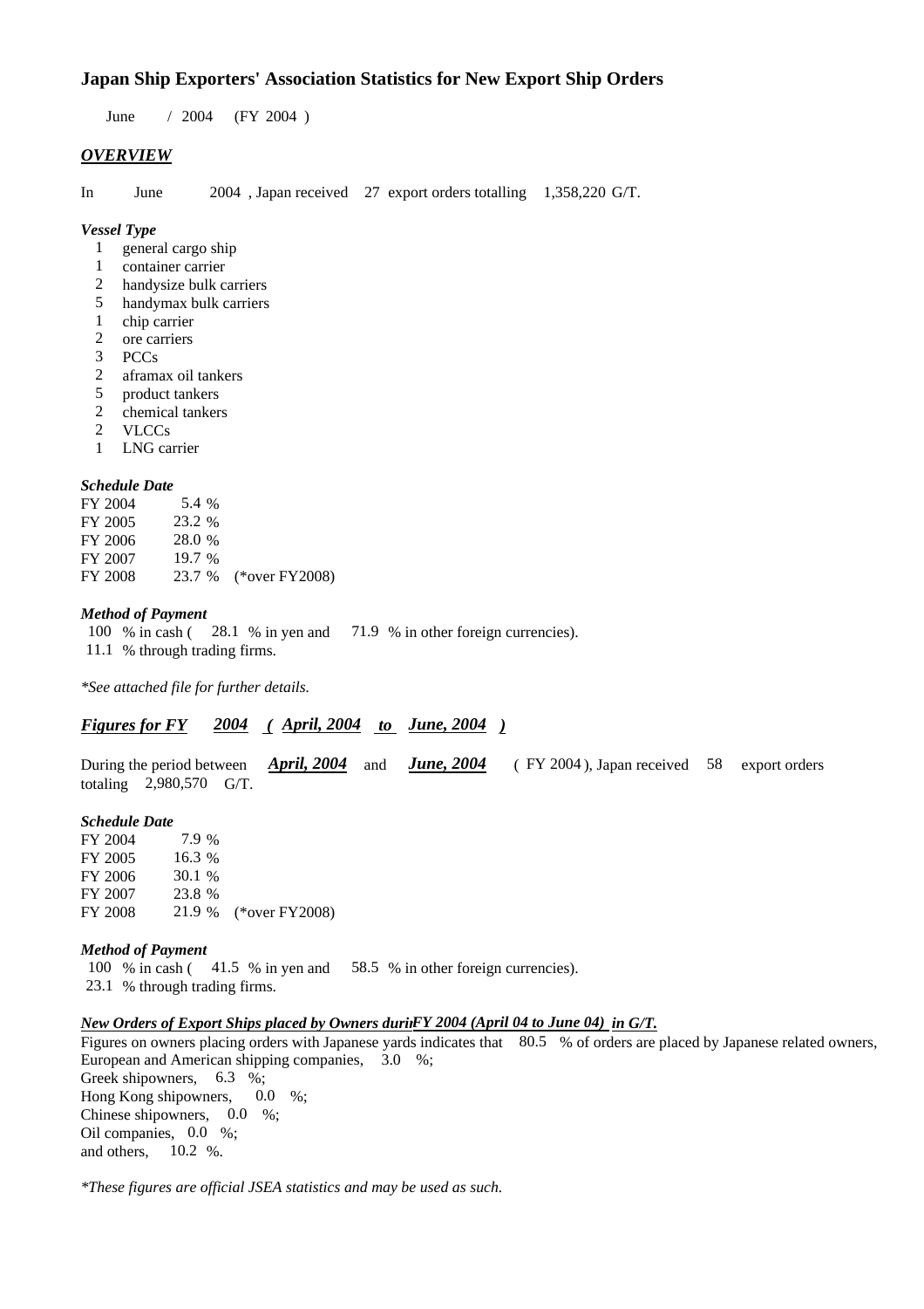# Japan Ship Exporters' Association Statistics for New Export Ship Orders

June / 2004 (FY 2004 )

## *OVERVIEW*

In June 2004 , Japan received 27 export orders totalling 1,358,220 G/T.

### *Vessel Type*

1 general cargo ship
1 container carrier
2 handysize bulk carriers
5 handymax bulk carriers
1 chip carrier
2 ore carriers
3 PCCs
2 aframax oil tankers
5 product tankers
2 chemical tankers
2 VLCCs
1 LNG carrier

### *Schedule Date*

| | | |
|---|---|---|
| FY 2004 | 5.4 % | |
| FY 2005 | 23.2 % | |
| FY 2006 | 28.0 % | |
| FY 2007 | 19.7 % | |
| FY 2008 | 23.7 % | (*over FY2008) |

### *Method of Payment*

100 % in cash ( 28.1 % in yen and 71.9 % in other foreign currencies).
11.1 % through trading firms.

*\*See attached file for further details.*

## *Figures for FY 2004 ( April, 2004 to June, 2004 )*

During the period between ***April, 2004*** and ***June, 2004*** ( FY 2004 ), Japan received 58 export orders totaling 2,980,570 G/T.

### *Schedule Date*

| | | |
|---|---|---|
| FY 2004 | 7.9 % | |
| FY 2005 | 16.3 % | |
| FY 2006 | 30.1 % | |
| FY 2007 | 23.8 % | |
| FY 2008 | 21.9 % | (*over FY2008) |

### *Method of Payment*

100 % in cash ( 41.5 % in yen and 58.5 % in other foreign currencies).
23.1 % through trading firms.

### *New Orders of Export Ships placed by Owners during FY 2004 (April 04 to June 04) in G/T.*

Figures on owners placing orders with Japanese yards indicates that 80.5 % of orders are placed by Japanese related owners,
European and American shipping companies, 3.0 %;
Greek shipowners, 6.3 %;
Hong Kong shipowners, 0.0 %;
Chinese shipowners, 0.0 %;
Oil companies, 0.0 %;
and others, 10.2 %.

*\*These figures are official JSEA statistics and may be used as such.*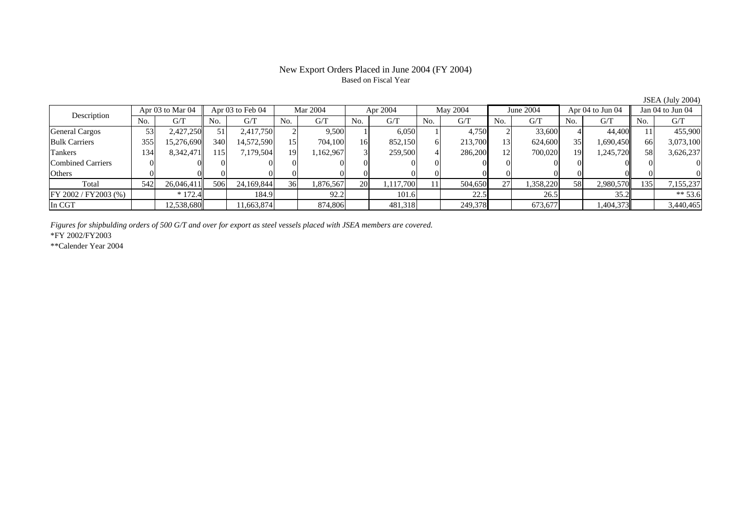# New Export Orders Placed in June 2004 (FY 2004)

Based on Fiscal Year

JSEA (July 2004)

| Description | Apr 03 to Mar 04 | | Apr 03 to Feb 04 | | Mar 2004 | | Apr 2004 | | May 2004 | | June 2004 | | Apr 04 to Jun 04 | | Jan 04 to Jun 04 | |
|---|---|---|---|---|---|---|---|---|---|---|---|---|---|---|---|---|
| | No. | G/T | No. | G/T | No. | G/T | No. | G/T | No. | G/T | No. | G/T | No. | G/T | No. | G/T |
| General Cargos | 53 | 2,427,250 | 51 | 2,417,750 | 2 | 9,500 | 1 | 6,050 | 1 | 4,750 | 2 | 33,600 | 4 | 44,400 | 11 | 455,900 |
| Bulk Carriers | 355 | 15,276,690 | 340 | 14,572,590 | 15 | 704,100 | 16 | 852,150 | 6 | 213,700 | 13 | 624,600 | 35 | 1,690,450 | 66 | 3,073,100 |
| Tankers | 134 | 8,342,471 | 115 | 7,179,504 | 19 | 1,162,967 | 3 | 259,500 | 4 | 286,200 | 12 | 700,020 | 19 | 1,245,720 | 58 | 3,626,237 |
| Combined Carriers | 0 | 0 | 0 | 0 | 0 | 0 | 0 | 0 | 0 | 0 | 0 | 0 | 0 | 0 | 0 | 0 |
| Others | 0 | 0 | 0 | 0 | 0 | 0 | 0 | 0 | 0 | 0 | 0 | 0 | 0 | 0 | 0 | 0 |
| Total | 542 | 26,046,411 | 506 | 24,169,844 | 36 | 1,876,567 | 20 | 1,117,700 | 11 | 504,650 | 27 | 1,358,220 | 58 | 2,980,570 | 135 | 7,155,237 |
| FY 2002 / FY2003 (%) | | * 172.4 | | 184.9 | | 92.2 | | 101.6 | | 22.5 | | 26.5 | | 35.2 | | ** 53.6 |
| In CGT | | 12,538,680 | | 11,663,874 | | 874,806 | | 481,318 | | 249,378 | | 673,677 | | 1,404,373 | | 3,440,465 |

*Figures for shipbulding orders of 500 G/T and over for export as steel vessels placed with JSEA members are covered.*

*FY 2002/FY2003

**Calender Year 2004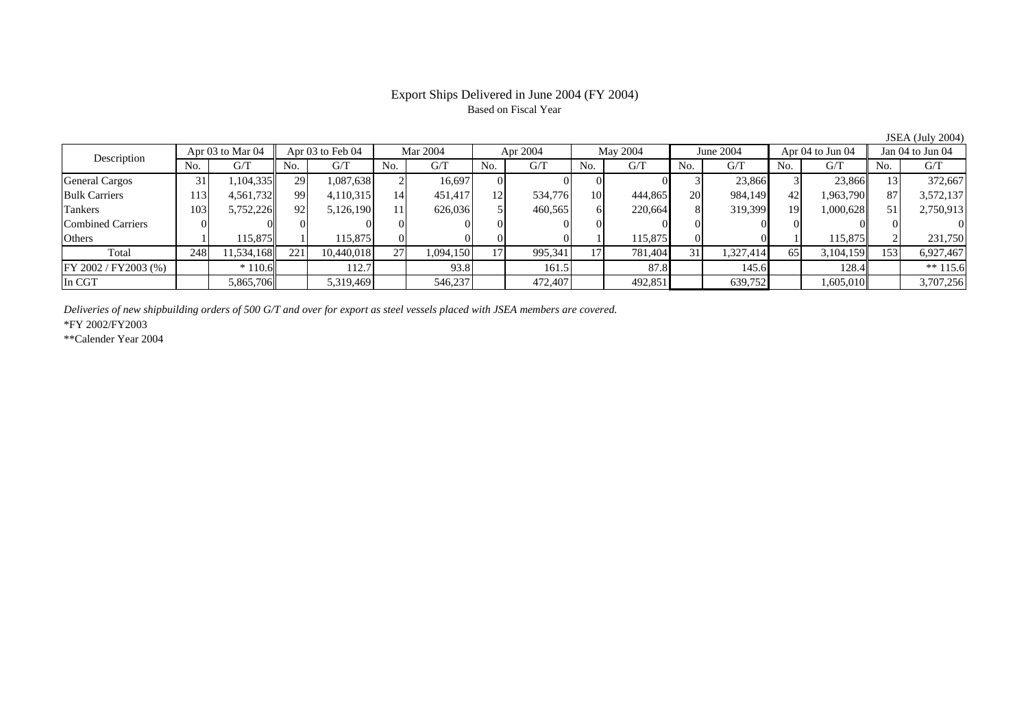# Export Ships Delivered in June 2004 (FY 2004)

Based on Fiscal Year

JSEA (July 2004)

| Description | Apr 03 to Mar 04 | | Apr 03 to Feb 04 | | Mar 2004 | | Apr 2004 | | May 2004 | | June 2004 | | Apr 04 to Jun 04 | | Jan 04 to Jun 04 | |
|---|---|---|---|---|---|---|---|---|---|---|---|---|---|---|---|---|
| | No. | G/T | No. | G/T | No. | G/T | No. | G/T | No. | G/T | No. | G/T | No. | G/T | No. | G/T |
| General Cargos | 31 | 1,104,335 | 29 | 1,087,638 | 2 | 16,697 | 0 | 0 | 0 | 0 | 3 | 23,866 | 3 | 23,866 | 13 | 372,667 |
| Bulk Carriers | 113 | 4,561,732 | 99 | 4,110,315 | 14 | 451,417 | 12 | 534,776 | 10 | 444,865 | 20 | 984,149 | 42 | 1,963,790 | 87 | 3,572,137 |
| Tankers | 103 | 5,752,226 | 92 | 5,126,190 | 11 | 626,036 | 5 | 460,565 | 6 | 220,664 | 8 | 319,399 | 19 | 1,000,628 | 51 | 2,750,913 |
| Combined Carriers | 0 | 0 | 0 | 0 | 0 | 0 | 0 | 0 | 0 | 0 | 0 | 0 | 0 | 0 | 0 | 0 |
| Others | 1 | 115,875 | 1 | 115,875 | 0 | 0 | 0 | 0 | 1 | 115,875 | 0 | 0 | 1 | 115,875 | 2 | 231,750 |
| Total | 248 | 11,534,168 | 221 | 10,440,018 | 27 | 1,094,150 | 17 | 995,341 | 17 | 781,404 | 31 | 1,327,414 | 65 | 3,104,159 | 153 | 6,927,467 |
| FY 2002 / FY2003 (%) | | * 110.6 | | 112.7 | | 93.8 | | 161.5 | | 87.8 | | 145.6 | | 128.4 | | ** 115.6 |
| In CGT | | 5,865,706 | | 5,319,469 | | 546,237 | | 472,407 | | 492,851 | | 639,752 | | 1,605,010 | | 3,707,256 |

*Deliveries of new shipbuilding orders of 500 G/T and over for export as steel vessels placed with JSEA members are covered.*

*FY 2002/FY2003

**Calender Year 2004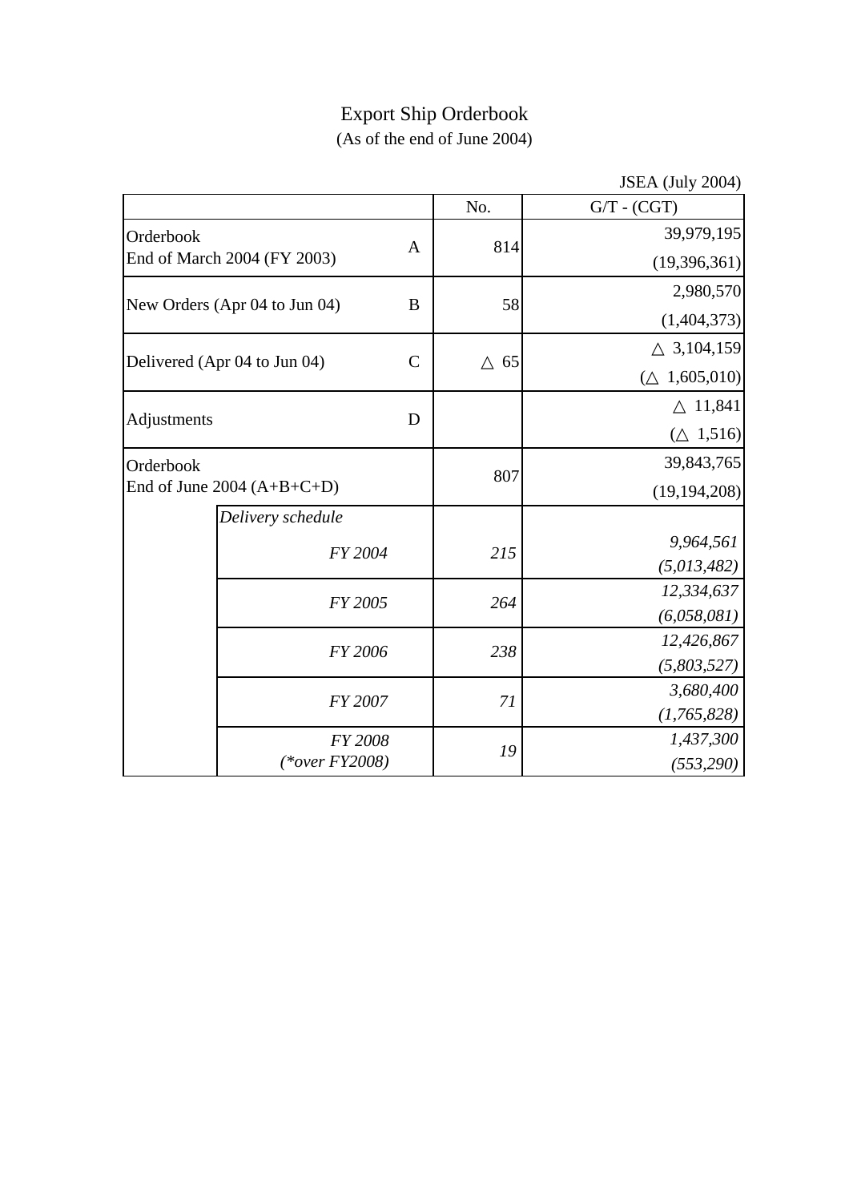# Export Ship Orderbook

(As of the end of June 2004)

JSEA (July 2004)

| | | | No. | G/T - (CGT) |
|---|---|---|---|---|
| Orderbook<br>End of March 2004 (FY 2003) | | A | 814 | 39,979,195<br>(19,396,361) |
| New Orders (Apr 04 to Jun 04) | | B | 58 | 2,980,570<br>(1,404,373) |
| Delivered (Apr 04 to Jun 04) | | C | △ 65 | △ 3,104,159<br>(△ 1,605,010) |
| Adjustments | | D | | △ 11,841<br>(△ 1,516) |
| Orderbook<br>End of June 2004 (A+B+C+D) | | | 807 | 39,843,765<br>(19,194,208) |
| | *Delivery schedule*<br>*FY 2004* | | *215* | *9,964,561*<br>*(5,013,482)* |
| | *FY 2005* | | *264* | *12,334,637*<br>*(6,058,081)* |
| | *FY 2006* | | *238* | *12,426,867*<br>*(5,803,527)* |
| | *FY 2007* | | *71* | *3,680,400*<br>*(1,765,828)* |
| | *FY 2008*<br>*(\*over FY2008)* | | *19* | *1,437,300*<br>*(553,290)* |